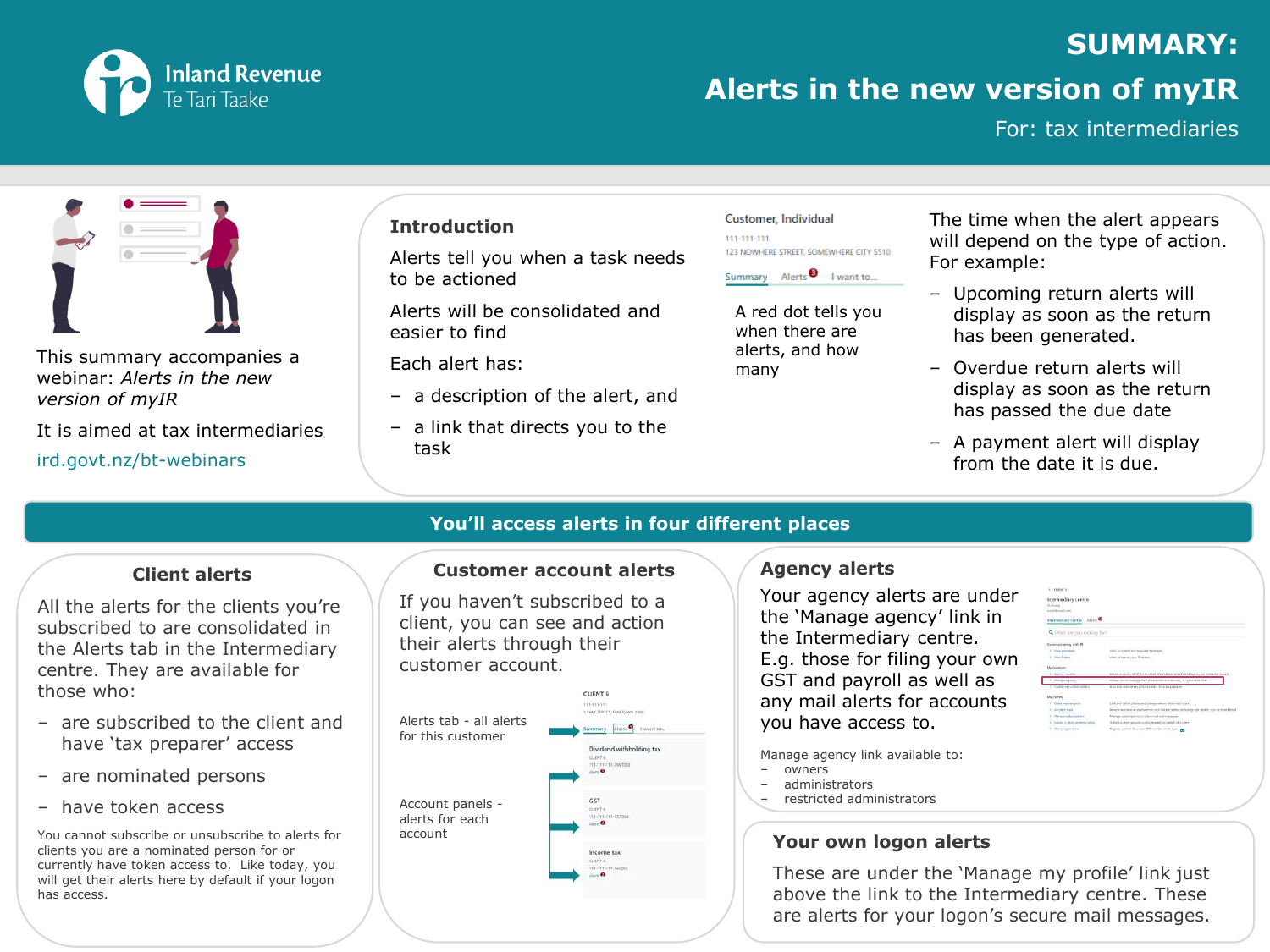# SUMMARY: Alerts in the new version of myIR

For: tax intermediaries

This summary accompanies a webinar: *Alerts in the new version of myIR*

It is aimed at tax intermediaries

irds.govt.nz/bt-webinars

## Introduction

Alerts tell you when a task needs to be actioned

Alerts will be consolidated and easier to find

Each alert has:

- a description of the alert, and
- a link that directs you to the task

A red dot tells you when there are alerts, and how many

The time when the alert appears will depend on the type of action. For example:

- Upcoming return alerts will display as soon as the return has been generated.
- Overdue return alerts will display as soon as the return has passed the due date
- A payment alert will display from the date it is due.

## You'll access alerts in four different places

### Client alerts

All the alerts for the clients you're subscribed to are consolidated in the Alerts tab in the Intermediary centre. They are available for those who:

- are subscribed to the client and have 'tax preparer' access
- are nominated persons
- have token access

You cannot subscribe or unsubscribe to alerts for clients you are a nominated person for or currently have token access to. Like today, you will get their alerts here by default if your logon has access.

### Customer account alerts

If you haven't subscribed to a client, you can see and action their alerts through their customer account.

Alerts tab - all alerts for this customer

Account panels - alerts for each account

### Agency alerts

Your agency alerts are under the 'Manage agency' link in the Intermediary centre. E.g. those for filing your own GST and payroll as well as any mail alerts for accounts you have access to.

Manage agency link available to:

- owners
- administrators
- restricted administrators

### Your own logon alerts

These are under the 'Manage my profile' link just above the link to the Intermediary centre. These are alerts for your logon's secure mail messages.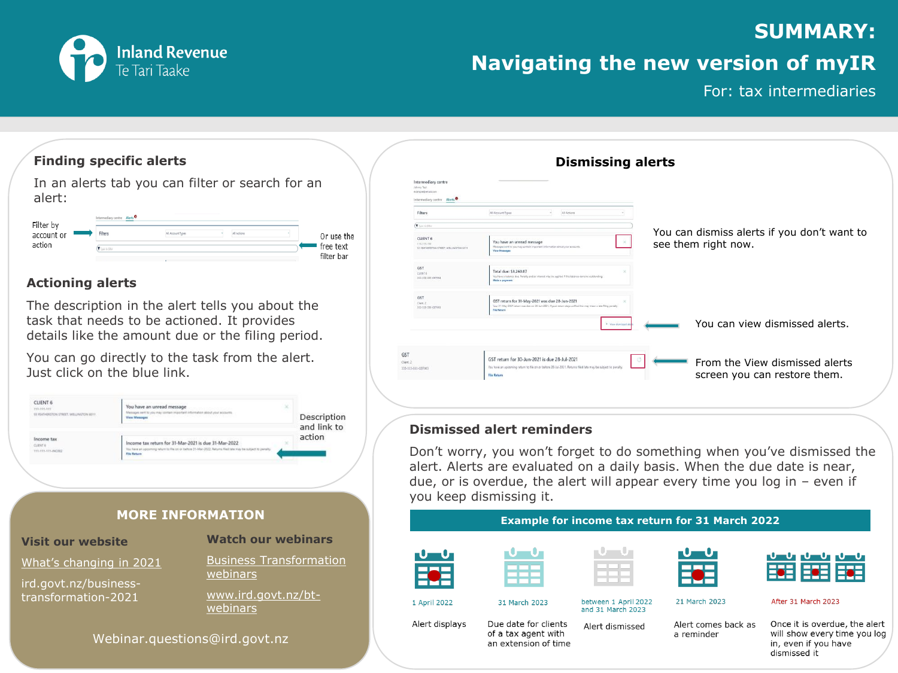# SUMMARY: Navigating the new version of myIR

For: tax intermediaries

Inland Revenue
Te Tari Taake

## Finding specific alerts

In an alerts tab you can filter or search for an alert:

Filter by account or action

Or use the free text filter bar

## Actioning alerts

The description in the alert tells you about the task that needs to be actioned. It provides details like the amount due or the filing period.

You can go directly to the task from the alert. Just click on the blue link.

Description and link to action

## Dismissing alerts

You can dismiss alerts if you don't want to see them right now.

You can view dismissed alerts.

From the View dismissed alerts screen you can restore them.

## Dismissed alert reminders

Don't worry, you won't forget to do something when you've dismissed the alert. Alerts are evaluated on a daily basis. When the due date is near, due, or is overdue, the alert will appear every time you log in – even if you keep dismissing it.

**Example for income tax return for 31 March 2022**

| 1 April 2022 | 31 March 2023 | between 1 April 2022 and 31 March 2023 | 21 March 2023 | After 31 March 2023 |
|---|---|---|---|---|
| Alert displays | Due date for clients of a tax agent with an extension of time | Alert dismissed | Alert comes back as a reminder | Once it is overdue, the alert will show every time you log in, even if you have dismissed it |

## MORE INFORMATION

### Visit our website

What's changing in 2021

ird.govt.nz/business-transformation-2021

### Watch our webinars

Business Transformation webinars

www.ird.govt.nz/bt-webinars

Webinar.questions@ird.govt.nz